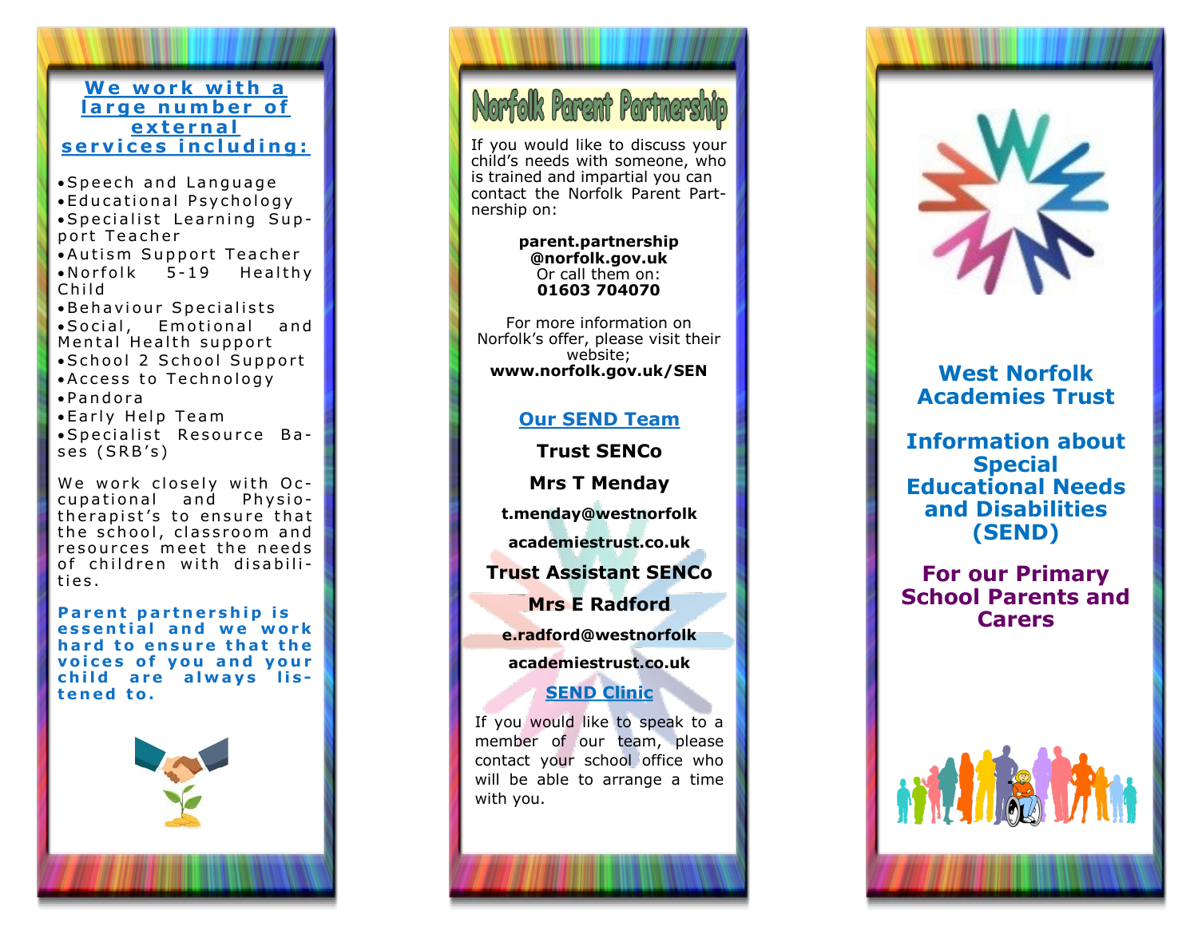## We work with a large number of external services including:

- Speech and Language
- Educational Psychology
- Specialist Learning Support Teacher
- Autism Support Teacher
- Norfolk 5-19 Healthy Child
- Behaviour Specialists
- Social, Emotional and Mental Health support
- School 2 School Support
- Access to Technology
- Pandora
- Early Help Team
- Specialist Resource Bases (SRB's)

We work closely with Occupational and Physiotherapist's to ensure that the school, classroom and resources meet the needs of children with disabilities.

**Parent partnership is essential and we work hard to ensure that the voices of you and your child are always listened to.**

## Norfolk Parent Partnership

If you would like to discuss your child's needs with someone, who is trained and impartial you can contact the Norfolk Parent Partnership on:

**parent.partnership@norfolk.gov.uk**
Or call them on:
**01603 704070**

For more information on Norfolk's offer, please visit their website;
**www.norfolk.gov.uk/SEN**

## Our SEND Team

**Trust SENCo**

**Mrs T Menday**

**t.menday@westnorfolkacademiestrust.co.uk**

**Trust Assistant SENCo**

**Mrs E Radford**

**e.radford@westnorfolkacademiestrust.co.uk**

## SEND Clinic

If you would like to speak to a member of our team, please contact your school office who will be able to arrange a time with you.

# West Norfolk Academies Trust

# Information about Special Educational Needs and Disabilities (SEND)

## For our Primary School Parents and Carers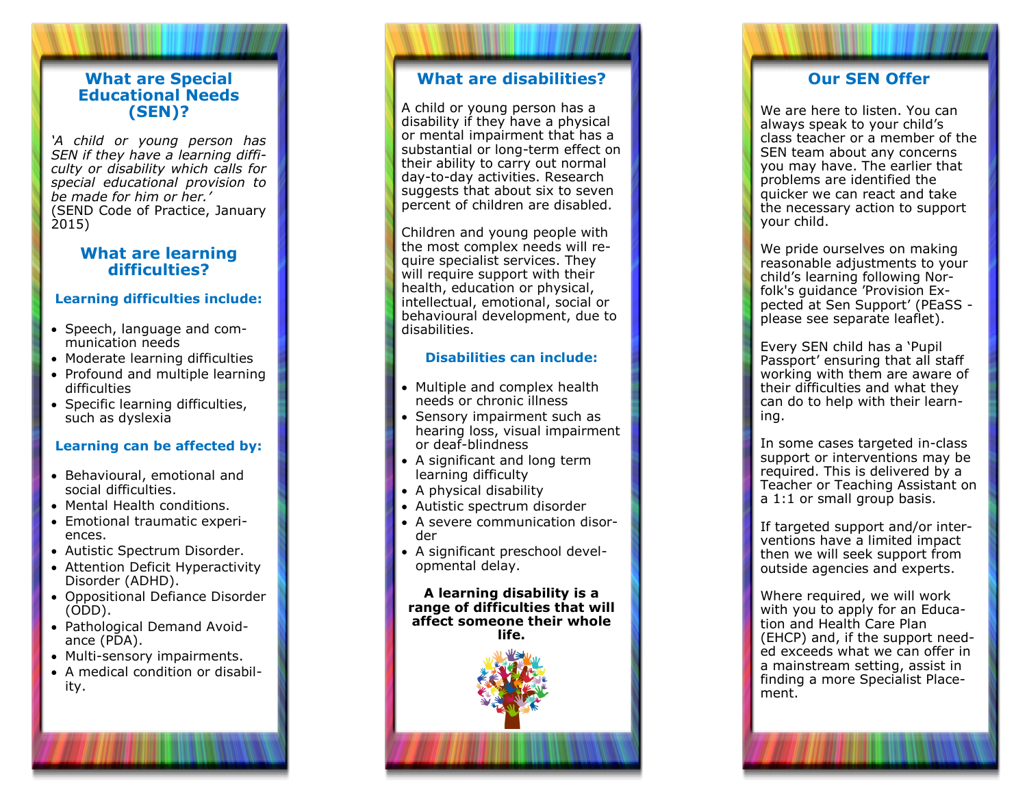## What are Special Educational Needs (SEN)?

*'A child or young person has SEN if they have a learning difficulty or disability which calls for special educational provision to be made for him or her.'*
(SEND Code of Practice, January 2015)

## What are learning difficulties?

### Learning difficulties include:

- Speech, language and communication needs
- Moderate learning difficulties
- Profound and multiple learning difficulties
- Specific learning difficulties, such as dyslexia

### Learning can be affected by:

- Behavioural, emotional and social difficulties.
- Mental Health conditions.
- Emotional traumatic experiences.
- Autistic Spectrum Disorder.
- Attention Deficit Hyperactivity Disorder (ADHD).
- Oppositional Defiance Disorder (ODD).
- Pathological Demand Avoidance (PDA).
- Multi-sensory impairments.
- A medical condition or disability.

## What are disabilities?

A child or young person has a disability if they have a physical or mental impairment that has a substantial or long-term effect on their ability to carry out normal day-to-day activities. Research suggests that about six to seven percent of children are disabled.

Children and young people with the most complex needs will require specialist services. They will require support with their health, education or physical, intellectual, emotional, social or behavioural development, due to disabilities.

### Disabilities can include:

- Multiple and complex health needs or chronic illness
- Sensory impairment such as hearing loss, visual impairment or deaf-blindness
- A significant and long term learning difficulty
- A physical disability
- Autistic spectrum disorder
- A severe communication disorder
- A significant preschool developmental delay.

**A learning disability is a range of difficulties that will affect someone their whole life.**

## Our SEN Offer

We are here to listen. You can always speak to your child's class teacher or a member of the SEN team about any concerns you may have. The earlier that problems are identified the quicker we can react and take the necessary action to support your child.

We pride ourselves on making reasonable adjustments to your child's learning following Norfolk's guidance 'Provision Expected at Sen Support' (PEaSS - please see separate leaflet).

Every SEN child has a 'Pupil Passport' ensuring that all staff working with them are aware of their difficulties and what they can do to help with their learning.

In some cases targeted in-class support or interventions may be required. This is delivered by a Teacher or Teaching Assistant on a 1:1 or small group basis.

If targeted support and/or interventions have a limited impact then we will seek support from outside agencies and experts.

Where required, we will work with you to apply for an Education and Health Care Plan (EHCP) and, if the support needed exceeds what we can offer in a mainstream setting, assist in finding a more Specialist Placement.